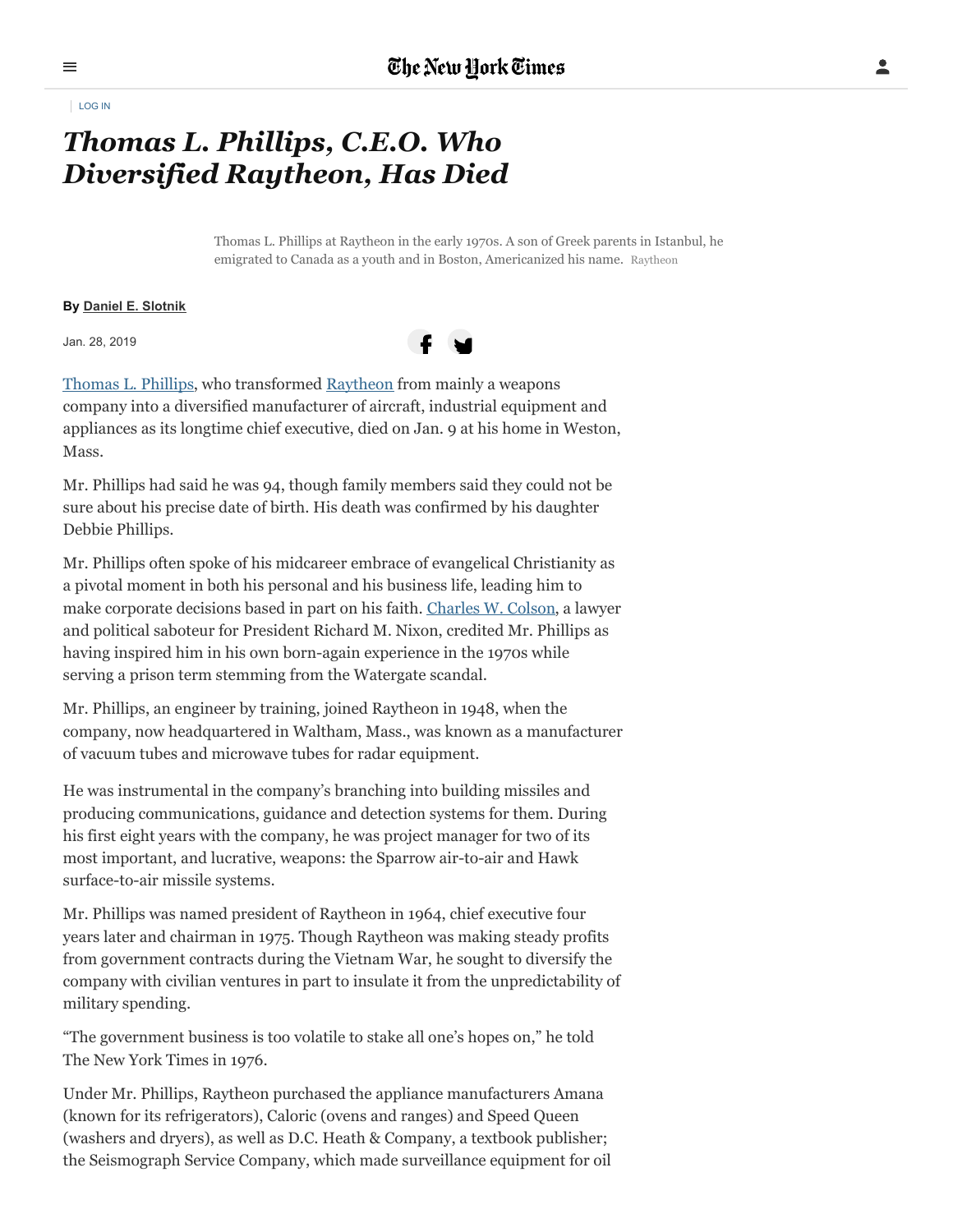# Thomas L. Phillips, C.E.O. Who Diversified Raytheon, Has Died

Thomas L. Phillips at Raytheon in the early 1970s. A son of Greek parents in Istanbul, he emigrated to Canada as a youth and in Boston, Americanized his name. Raytheon

**By Daniel E. Slotnik**

Jan. 28, 2019

Thomas L. Phillips, who transformed Raytheon from mainly a weapons company into a diversified manufacturer of aircraft, industrial equipment and appliances as its longtime chief executive, died on Jan. 9 at his home in Weston, Mass.

Mr. Phillips had said he was 94, though family members said they could not be sure about his precise date of birth. His death was confirmed by his daughter Debbie Phillips.

Mr. Phillips often spoke of his midcareer embrace of evangelical Christianity as a pivotal moment in both his personal and his business life, leading him to make corporate decisions based in part on his faith. Charles W. Colson, a lawyer and political saboteur for President Richard M. Nixon, credited Mr. Phillips as having inspired him in his own born-again experience in the 1970s while serving a prison term stemming from the Watergate scandal.

Mr. Phillips, an engineer by training, joined Raytheon in 1948, when the company, now headquartered in Waltham, Mass., was known as a manufacturer of vacuum tubes and microwave tubes for radar equipment.

He was instrumental in the company's branching into building missiles and producing communications, guidance and detection systems for them. During his first eight years with the company, he was project manager for two of its most important, and lucrative, weapons: the Sparrow air-to-air and Hawk surface-to-air missile systems.

Mr. Phillips was named president of Raytheon in 1964, chief executive four years later and chairman in 1975. Though Raytheon was making steady profits from government contracts during the Vietnam War, he sought to diversify the company with civilian ventures in part to insulate it from the unpredictability of military spending.

"The government business is too volatile to stake all one's hopes on," he told The New York Times in 1976.

Under Mr. Phillips, Raytheon purchased the appliance manufacturers Amana (known for its refrigerators), Caloric (ovens and ranges) and Speed Queen (washers and dryers), as well as D.C. Heath & Company, a textbook publisher; the Seismograph Service Company, which made surveillance equipment for oil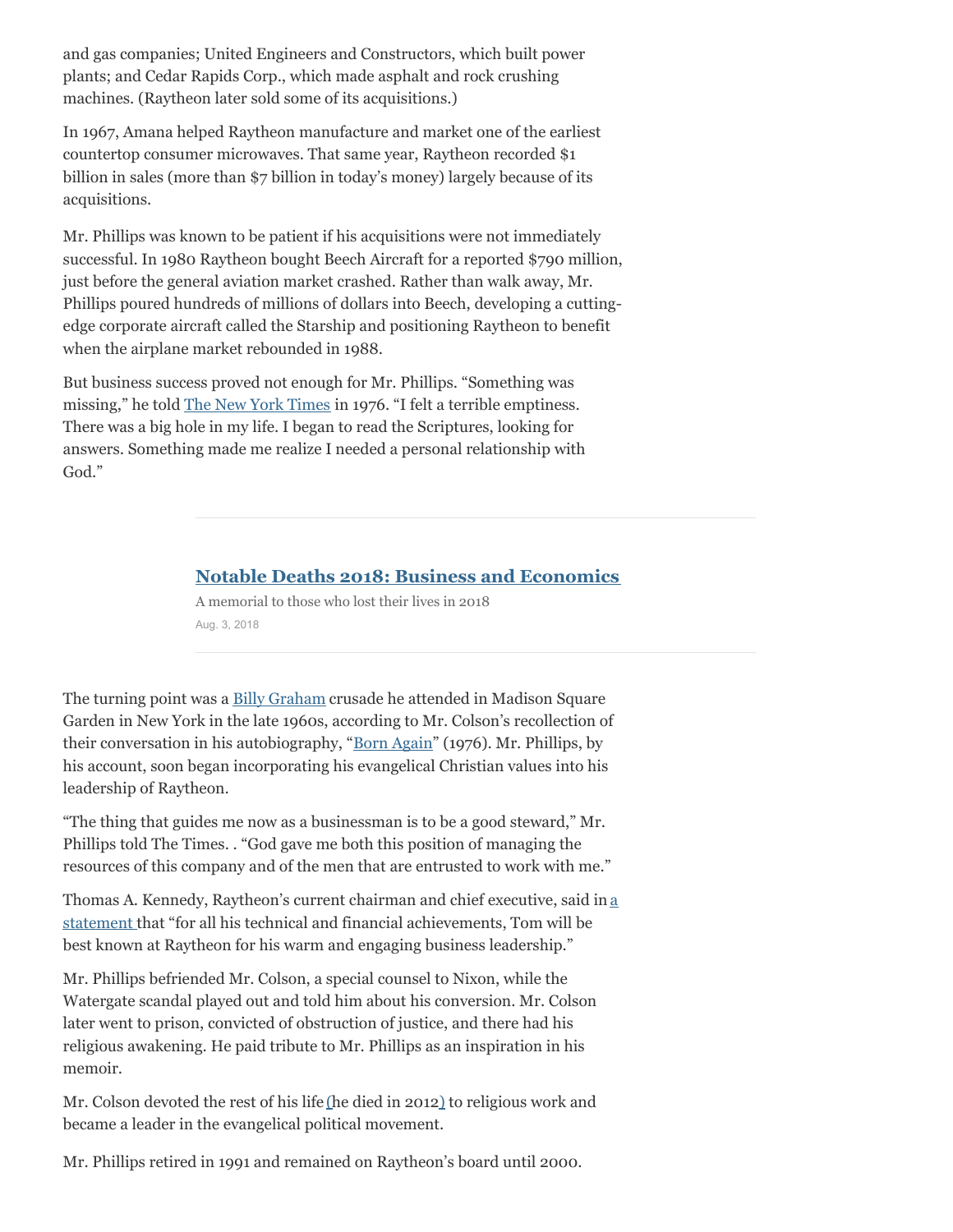and gas companies; United Engineers and Constructors, which built power plants; and Cedar Rapids Corp., which made asphalt and rock crushing machines. (Raytheon later sold some of its acquisitions.)

In 1967, Amana helped Raytheon manufacture and market one of the earliest countertop consumer microwaves. That same year, Raytheon recorded $1 billion in sales (more than $7 billion in today's money) largely because of its acquisitions.

Mr. Phillips was known to be patient if his acquisitions were not immediately successful. In 1980 Raytheon bought Beech Aircraft for a reported $790 million, just before the general aviation market crashed. Rather than walk away, Mr. Phillips poured hundreds of millions of dollars into Beech, developing a cutting-edge corporate aircraft called the Starship and positioning Raytheon to benefit when the airplane market rebounded in 1988.

But business success proved not enough for Mr. Phillips. "Something was missing," he told The New York Times in 1976. "I felt a terrible emptiness. There was a big hole in my life. I began to read the Scriptures, looking for answers. Something made me realize I needed a personal relationship with God."

**Notable Deaths 2018: Business and Economics**

A memorial to those who lost their lives in 2018

Aug. 3, 2018

The turning point was a Billy Graham crusade he attended in Madison Square Garden in New York in the late 1960s, according to Mr. Colson's recollection of their conversation in his autobiography, "Born Again" (1976). Mr. Phillips, by his account, soon began incorporating his evangelical Christian values into his leadership of Raytheon.

"The thing that guides me now as a businessman is to be a good steward," Mr. Phillips told The Times. . "God gave me both this position of managing the resources of this company and of the men that are entrusted to work with me."

Thomas A. Kennedy, Raytheon's current chairman and chief executive, said in a statement that "for all his technical and financial achievements, Tom will be best known at Raytheon for his warm and engaging business leadership."

Mr. Phillips befriended Mr. Colson, a special counsel to Nixon, while the Watergate scandal played out and told him about his conversion. Mr. Colson later went to prison, convicted of obstruction of justice, and there had his religious awakening. He paid tribute to Mr. Phillips as an inspiration in his memoir.

Mr. Colson devoted the rest of his life (he died in 2012) to religious work and became a leader in the evangelical political movement.

Mr. Phillips retired in 1991 and remained on Raytheon's board until 2000.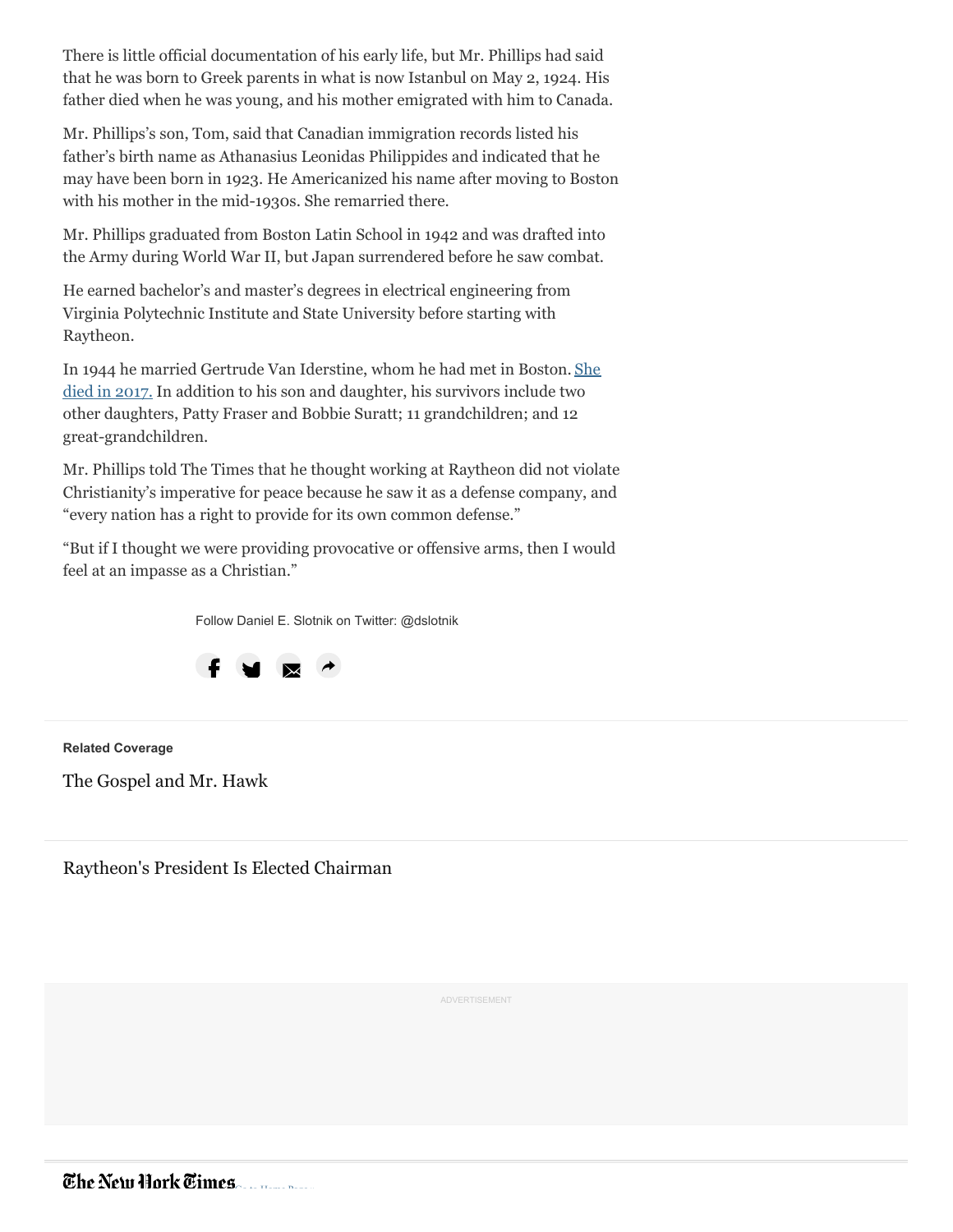There is little official documentation of his early life, but Mr. Phillips had said that he was born to Greek parents in what is now Istanbul on May 2, 1924. His father died when he was young, and his mother emigrated with him to Canada.

Mr. Phillips's son, Tom, said that Canadian immigration records listed his father's birth name as Athanasius Leonidas Philippides and indicated that he may have been born in 1923. He Americanized his name after moving to Boston with his mother in the mid-1930s. She remarried there.

Mr. Phillips graduated from Boston Latin School in 1942 and was drafted into the Army during World War II, but Japan surrendered before he saw combat.

He earned bachelor's and master's degrees in electrical engineering from Virginia Polytechnic Institute and State University before starting with Raytheon.

In 1944 he married Gertrude Van Iderstine, whom he had met in Boston. She died in 2017. In addition to his son and daughter, his survivors include two other daughters, Patty Fraser and Bobbie Suratt; 11 grandchildren; and 12 great-grandchildren.

Mr. Phillips told The Times that he thought working at Raytheon did not violate Christianity's imperative for peace because he saw it as a defense company, and "every nation has a right to provide for its own common defense."

"But if I thought we were providing provocative or offensive arms, then I would feel at an impasse as a Christian."

Follow Daniel E. Slotnik on Twitter: @dslotnik

**Related Coverage**

The Gospel and Mr. Hawk

Raytheon's President Is Elected Chairman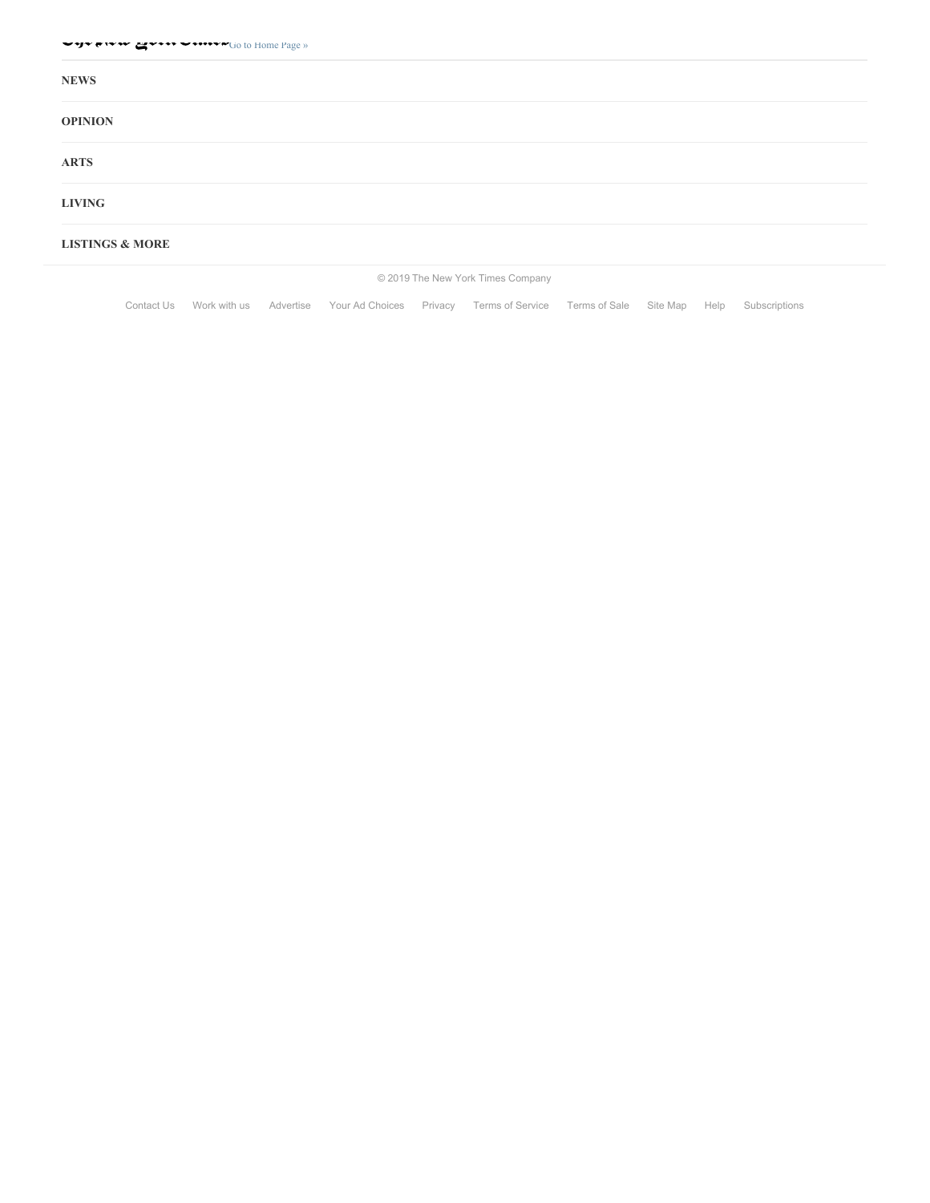The New York Times Go to Home Page »

**NEWS**

**OPINION**

**ARTS**

**LIVING**

**LISTINGS & MORE**

© 2019 The New York Times Company

Contact Us Work with us Advertise Your Ad Choices Privacy Terms of Service Terms of Sale Site Map Help Subscriptions